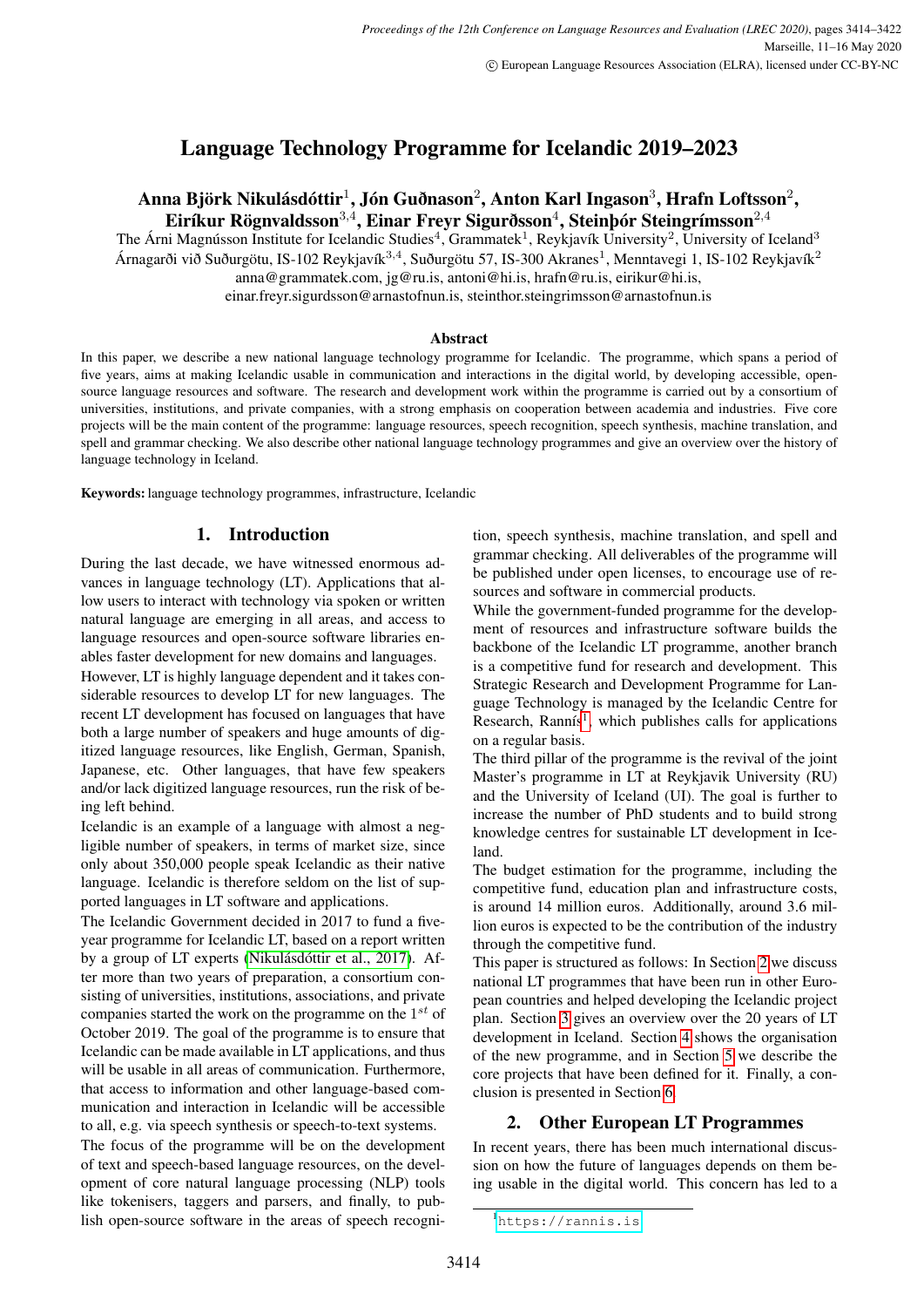# Language Technology Programme for Icelandic 2019–2023

**Anna Björk Nikulásdóttir[1], Jón Guðnason[2], Anton Karl Ingason[3], Hrafn Loftsson[2], Eiríkur Rögnvaldsson[3,4], Einar Freyr Sigurðsson[4], Steinþór Steingrímsson[2,4]**

The Árni Magnússon Institute for Icelandic Studies[4], Grammatek[1], Reykjavík University[2], University of Iceland[3]
Árnagarði við Suðurgötu, IS-102 Reykjavík[3,4], Suðurgötu 57, IS-300 Akranes[1], Menntavegi 1, IS-102 Reykjavík[2]
anna@grammatek.com, jg@ru.is, antoni@hi.is, hrafn@ru.is, eirikur@hi.is,
einar.freyr.sigurdsson@arnastofnun.is, steinthor.steingrimsson@arnastofnun.is

### Abstract

In this paper, we describe a new national language technology programme for Icelandic. The programme, which spans a period of five years, aims at making Icelandic usable in communication and interactions in the digital world, by developing accessible, open-source language resources and software. The research and development work within the programme is carried out by a consortium of universities, institutions, and private companies, with a strong emphasis on cooperation between academia and industries. Five core projects will be the main content of the programme: language resources, speech recognition, speech synthesis, machine translation, and spell and grammar checking. We also describe other national language technology programmes and give an overview over the history of language technology in Iceland.

**Keywords:** language technology programmes, infrastructure, Icelandic

## 1. Introduction

During the last decade, we have witnessed enormous advances in language technology (LT). Applications that allow users to interact with technology via spoken or written natural language are emerging in all areas, and access to language resources and open-source software libraries enables faster development for new domains and languages.

However, LT is highly language dependent and it takes considerable resources to develop LT for new languages. The recent LT development has focused on languages that have both a large number of speakers and huge amounts of digitized language resources, like English, German, Spanish, Japanese, etc. Other languages, that have few speakers and/or lack digitized language resources, run the risk of being left behind.

Icelandic is an example of a language with almost a negligible number of speakers, in terms of market size, since only about 350,000 people speak Icelandic as their native language. Icelandic is therefore seldom on the list of supported languages in LT software and applications.

The Icelandic Government decided in 2017 to fund a five-year programme for Icelandic LT, based on a report written by a group of LT experts (Nikulásdóttir et al., 2017). After more than two years of preparation, a consortium consisting of universities, institutions, associations, and private companies started the work on the programme on the $1^{st}$ of October 2019. The goal of the programme is to ensure that Icelandic can be made available in LT applications, and thus will be usable in all areas of communication. Furthermore, that access to information and other language-based communication and interaction in Icelandic will be accessible to all, e.g. via speech synthesis or speech-to-text systems.

The focus of the programme will be on the development of text and speech-based language resources, on the development of core natural language processing (NLP) tools like tokenisers, taggers and parsers, and finally, to publish open-source software in the areas of speech recognition, speech synthesis, machine translation, and spell and grammar checking. All deliverables of the programme will be published under open licenses, to encourage use of resources and software in commercial products.

While the government-funded programme for the development of resources and infrastructure software builds the backbone of the Icelandic LT programme, another branch is a competitive fund for research and development. This Strategic Research and Development Programme for Language Technology is managed by the Icelandic Centre for Research, Rannís[1], which publishes calls for applications on a regular basis.

The third pillar of the programme is the revival of the joint Master's programme in LT at Reykjavik University (RU) and the University of Iceland (UI). The goal is further to increase the number of PhD students and to build strong knowledge centres for sustainable LT development in Iceland.

The budget estimation for the programme, including the competitive fund, education plan and infrastructure costs, is around 14 million euros. Additionally, around 3.6 million euros is expected to be the contribution of the industry through the competitive fund.

This paper is structured as follows: In Section 2 we discuss national LT programmes that have been run in other European countries and helped developing the Icelandic project plan. Section 3 gives an overview over the 20 years of LT development in Iceland. Section 4 shows the organisation of the new programme, and in Section 5 we describe the core projects that have been defined for it. Finally, a conclusion is presented in Section 6.

## 2. Other European LT Programmes

In recent years, there has been much international discussion on how the future of languages depends on them being usable in the digital world. This concern has led to a

[1] https://rannis.is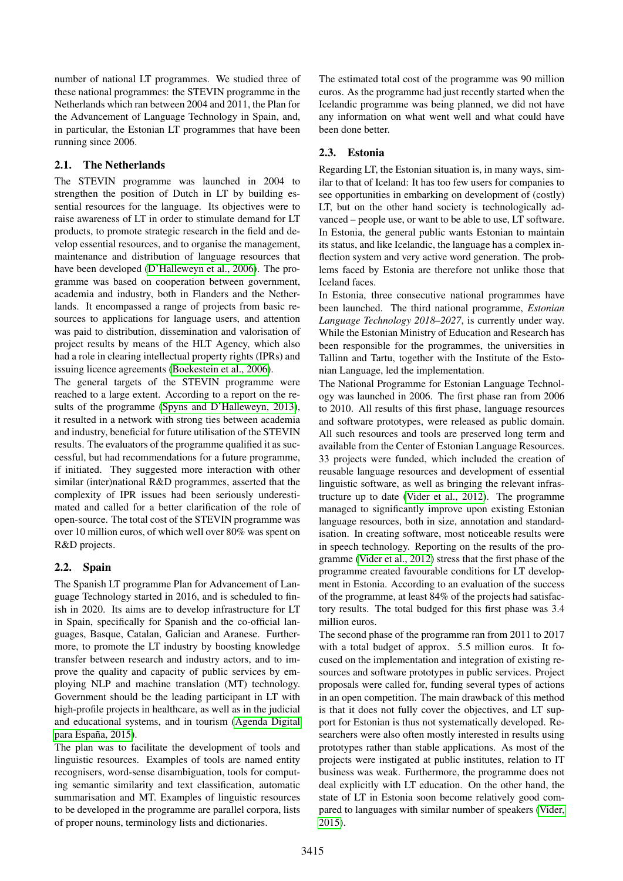number of national LT programmes. We studied three of these national programmes: the STEVIN programme in the Netherlands which ran between 2004 and 2011, the Plan for the Advancement of Language Technology in Spain, and, in particular, the Estonian LT programmes that have been running since 2006.

## 2.1. The Netherlands

The STEVIN programme was launched in 2004 to strengthen the position of Dutch in LT by building essential resources for the language. Its objectives were to raise awareness of LT in order to stimulate demand for LT products, to promote strategic research in the field and develop essential resources, and to organise the management, maintenance and distribution of language resources that have been developed (D'Halleweyn et al., 2006). The programme was based on cooperation between government, academia and industry, both in Flanders and the Netherlands. It encompassed a range of projects from basic resources to applications for language users, and attention was paid to distribution, dissemination and valorisation of project results by means of the HLT Agency, which also had a role in clearing intellectual property rights (IPRs) and issuing licence agreements (Boekestein et al., 2006).

The general targets of the STEVIN programme were reached to a large extent. According to a report on the results of the programme (Spyns and D'Halleweyn, 2013), it resulted in a network with strong ties between academia and industry, beneficial for future utilisation of the STEVIN results. The evaluators of the programme qualified it as successful, but had recommendations for a future programme, if initiated. They suggested more interaction with other similar (inter)national R&D programmes, asserted that the complexity of IPR issues had been seriously underestimated and called for a better clarification of the role of open-source. The total cost of the STEVIN programme was over 10 million euros, of which well over 80% was spent on R&D projects.

## 2.2. Spain

The Spanish LT programme Plan for Advancement of Language Technology started in 2016, and is scheduled to finish in 2020. Its aims are to develop infrastructure for LT in Spain, specifically for Spanish and the co-official languages, Basque, Catalan, Galician and Aranese. Furthermore, to promote the LT industry by boosting knowledge transfer between research and industry actors, and to improve the quality and capacity of public services by employing NLP and machine translation (MT) technology. Government should be the leading participant in LT with high-profile projects in healthcare, as well as in the judicial and educational systems, and in tourism (Agenda Digital para España, 2015).

The plan was to facilitate the development of tools and linguistic resources. Examples of tools are named entity recognisers, word-sense disambiguation, tools for computing semantic similarity and text classification, automatic summarisation and MT. Examples of linguistic resources to be developed in the programme are parallel corpora, lists of proper nouns, terminology lists and dictionaries.

The estimated total cost of the programme was 90 million euros. As the programme had just recently started when the Icelandic programme was being planned, we did not have any information on what went well and what could have been done better.

## 2.3. Estonia

Regarding LT, the Estonian situation is, in many ways, similar to that of Iceland: It has too few users for companies to see opportunities in embarking on development of (costly) LT, but on the other hand society is technologically advanced – people use, or want to be able to use, LT software. In Estonia, the general public wants Estonian to maintain its status, and like Icelandic, the language has a complex inflection system and very active word generation. The problems faced by Estonia are therefore not unlike those that Iceland faces.

In Estonia, three consecutive national programmes have been launched. The third national programme, *Estonian Language Technology 2018–2027*, is currently under way. While the Estonian Ministry of Education and Research has been responsible for the programmes, the universities in Tallinn and Tartu, together with the Institute of the Estonian Language, led the implementation.

The National Programme for Estonian Language Technology was launched in 2006. The first phase ran from 2006 to 2010. All results of this first phase, language resources and software prototypes, were released as public domain. All such resources and tools are preserved long term and available from the Center of Estonian Language Resources. 33 projects were funded, which included the creation of reusable language resources and development of essential linguistic software, as well as bringing the relevant infrastructure up to date (Vider et al., 2012). The programme managed to significantly improve upon existing Estonian language resources, both in size, annotation and standardisation. In creating software, most noticeable results were in speech technology. Reporting on the results of the programme (Vider et al., 2012) stress that the first phase of the programme created favourable conditions for LT development in Estonia. According to an evaluation of the success of the programme, at least 84% of the projects had satisfactory results. The total budged for this first phase was 3.4 million euros.

The second phase of the programme ran from 2011 to 2017 with a total budget of approx. 5.5 million euros. It focused on the implementation and integration of existing resources and software prototypes in public services. Project proposals were called for, funding several types of actions in an open competition. The main drawback of this method is that it does not fully cover the objectives, and LT support for Estonian is thus not systematically developed. Researchers were also often mostly interested in results using prototypes rather than stable applications. As most of the projects were instigated at public institutes, relation to IT business was weak. Furthermore, the programme does not deal explicitly with LT education. On the other hand, the state of LT in Estonia soon become relatively good compared to languages with similar number of speakers (Vider, 2015).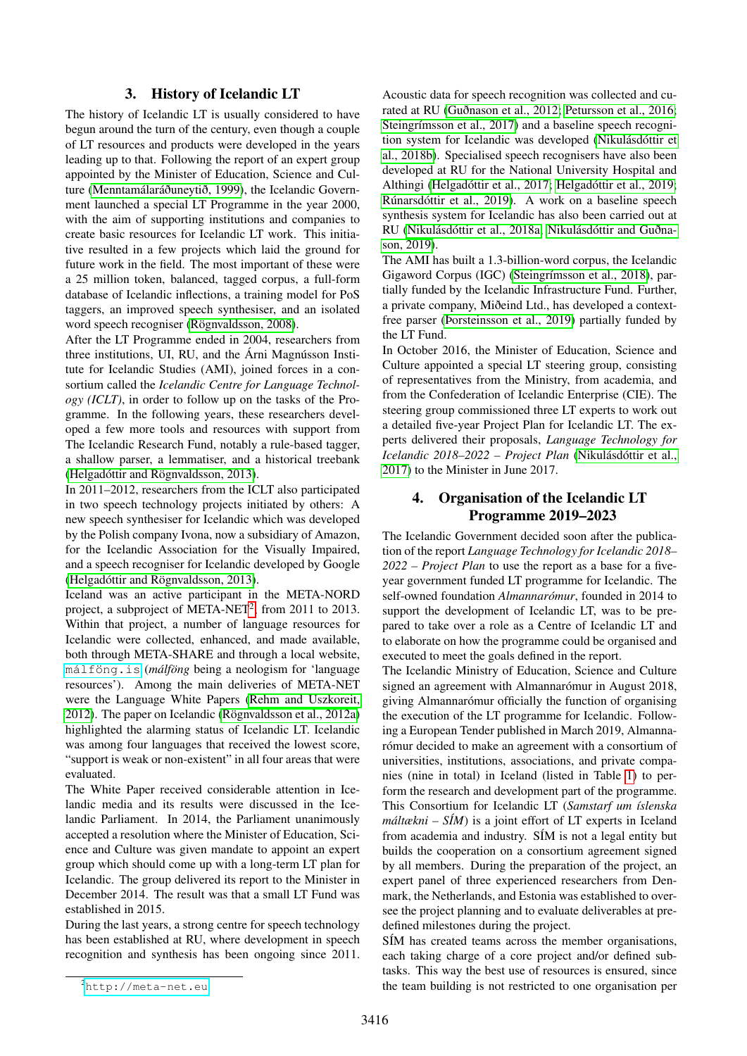## 3. History of Icelandic LT

The history of Icelandic LT is usually considered to have begun around the turn of the century, even though a couple of LT resources and products were developed in the years leading up to that. Following the report of an expert group appointed by the Minister of Education, Science and Culture (Menntamálaráðuneytið, 1999), the Icelandic Government launched a special LT Programme in the year 2000, with the aim of supporting institutions and companies to create basic resources for Icelandic LT work. This initiative resulted in a few projects which laid the ground for future work in the field. The most important of these were a 25 million token, balanced, tagged corpus, a full-form database of Icelandic inflections, a training model for PoS taggers, an improved speech synthesiser, and an isolated word speech recogniser (Rögnvaldsson, 2008).

After the LT Programme ended in 2004, researchers from three institutions, UI, RU, and the Árni Magnússon Institute for Icelandic Studies (AMI), joined forces in a consortium called the *Icelandic Centre for Language Technology (ICLT)*, in order to follow up on the tasks of the Programme. In the following years, these researchers developed a few more tools and resources with support from The Icelandic Research Fund, notably a rule-based tagger, a shallow parser, a lemmatiser, and a historical treebank (Helgadóttir and Rögnvaldsson, 2013).

In 2011–2012, researchers from the ICLT also participated in two speech technology projects initiated by others: A new speech synthesiser for Icelandic which was developed by the Polish company Ivona, now a subsidiary of Amazon, for the Icelandic Association for the Visually Impaired, and a speech recogniser for Icelandic developed by Google (Helgadóttir and Rögnvaldsson, 2013).

Iceland was an active participant in the META-NORD project, a subproject of META-NET[2], from 2011 to 2013. Within that project, a number of language resources for Icelandic were collected, enhanced, and made available, both through META-SHARE and through a local website, `málföng.is` (*málföng* being a neologism for 'language resources'). Among the main deliveries of META-NET were the Language White Papers (Rehm and Uszkoreit, 2012). The paper on Icelandic (Rögnvaldsson et al., 2012a) highlighted the alarming status of Icelandic LT. Icelandic was among four languages that received the lowest score, "support is weak or non-existent" in all four areas that were evaluated.

The White Paper received considerable attention in Icelandic media and its results were discussed in the Icelandic Parliament. In 2014, the Parliament unanimously accepted a resolution where the Minister of Education, Science and Culture was given mandate to appoint an expert group which should come up with a long-term LT plan for Icelandic. The group delivered its report to the Minister in December 2014. The result was that a small LT Fund was established in 2015.

During the last years, a strong centre for speech technology has been established at RU, where development in speech recognition and synthesis has been ongoing since 2011. Acoustic data for speech recognition was collected and curated at RU (Guðnason et al., 2012; Petursson et al., 2016; Steingrímsson et al., 2017) and a baseline speech recognition system for Icelandic was developed (Nikulásdóttir et al., 2018b). Specialised speech recognisers have also been developed at RU for the National University Hospital and Althingi (Helgadóttir et al., 2017; Helgadóttir et al., 2019; Rúnarsdóttir et al., 2019). A work on a baseline speech synthesis system for Icelandic has also been carried out at RU (Nikulásdóttir et al., 2018a; Nikulásdóttir and Guðnason, 2019).

The AMI has built a 1.3-billion-word corpus, the Icelandic Gigaword Corpus (IGC) (Steingrímsson et al., 2018), partially funded by the Icelandic Infrastructure Fund. Further, a private company, Miðeind Ltd., has developed a context-free parser (Þorsteinsson et al., 2019) partially funded by the LT Fund.

In October 2016, the Minister of Education, Science and Culture appointed a special LT steering group, consisting of representatives from the Ministry, from academia, and from the Confederation of Icelandic Enterprise (CIE). The steering group commissioned three LT experts to work out a detailed five-year Project Plan for Icelandic LT. The experts delivered their proposals, *Language Technology for Icelandic 2018–2022 – Project Plan* (Nikulásdóttir et al., 2017) to the Minister in June 2017.

## 4. Organisation of the Icelandic LT Programme 2019–2023

The Icelandic Government decided soon after the publication of the report *Language Technology for Icelandic 2018–2022 – Project Plan* to use the report as a base for a five-year government funded LT programme for Icelandic. The self-owned foundation *Almannarómur*, founded in 2014 to support the development of Icelandic LT, was to be prepared to take over a role as a Centre of Icelandic LT and to elaborate on how the programme could be organised and executed to meet the goals defined in the report.

The Icelandic Ministry of Education, Science and Culture signed an agreement with Almannarómur in August 2018, giving Almannarómur officially the function of organising the execution of the LT programme for Icelandic. Following a European Tender published in March 2019, Almannarómur decided to make an agreement with a consortium of universities, institutions, associations, and private companies (nine in total) in Iceland (listed in Table 1) to perform the research and development part of the programme. This Consortium for Icelandic LT (*Samstarf um íslenska máltækni – SÍM*) is a joint effort of LT experts in Iceland from academia and industry. SÍM is not a legal entity but builds the cooperation on a consortium agreement signed by all members. During the preparation of the project, an expert panel of three experienced researchers from Denmark, the Netherlands, and Estonia was established to oversee the project planning and to evaluate deliverables at predefined milestones during the project.

SÍM has created teams across the member organisations, each taking charge of a core project and/or defined subtasks. This way the best use of resources is ensured, since the team building is not restricted to one organisation per

[2] http://meta-net.eu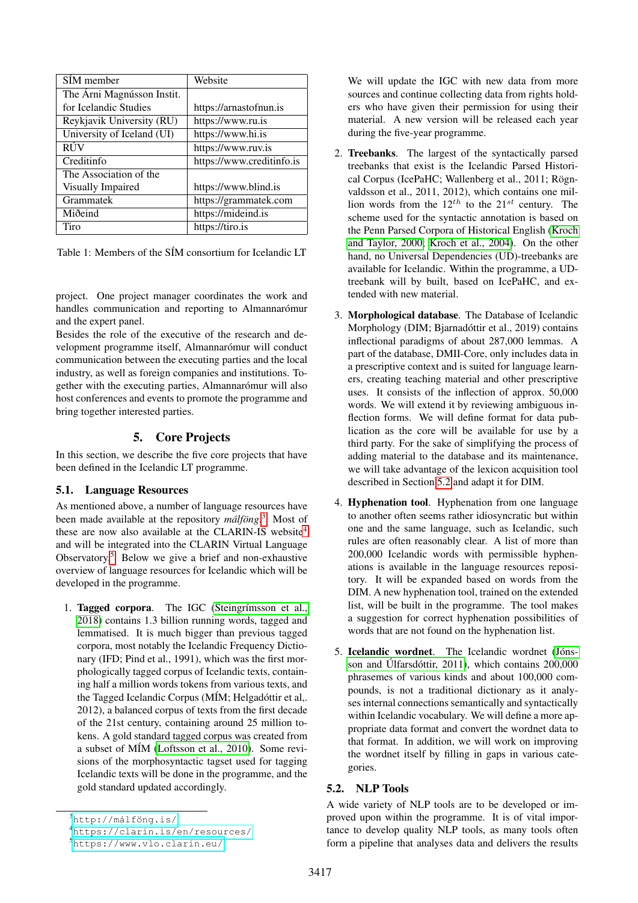| SÍM member | Website |
|---|---|
| The Árni Magnússon Instit. for Icelandic Studies | https://arnastofnun.is |
| Reykjavik University (RU) | https://www.ru.is |
| University of Iceland (UI) | https://www.hi.is |
| RÚV | https://www.ruv.is |
| Creditinfo | https://www.creditinfo.is |
| The Association of the Visually Impaired | https://www.blind.is |
| Grammatek | https://grammatek.com |
| Miðeind | https://mideind.is |
| Tiro | https://tiro.is |

Table 1: Members of the SÍM consortium for Icelandic LT

project. One project manager coordinates the work and handles communication and reporting to Almannarómur and the expert panel.

Besides the role of the executive of the research and development programme itself, Almannarómur will conduct communication between the executing parties and the local industry, as well as foreign companies and institutions. Together with the executing parties, Almannarómur will also host conferences and events to promote the programme and bring together interested parties.

## 5. Core Projects

In this section, we describe the five core projects that have been defined in the Icelandic LT programme.

### 5.1. Language Resources

As mentioned above, a number of language resources have been made available at the repository *málföng*.[3] Most of these are now also available at the CLARIN-IS website[4] and will be integrated into the CLARIN Virtual Language Observatory.[5] Below we give a brief and non-exhaustive overview of language resources for Icelandic which will be developed in the programme.

1. **Tagged corpora**. The IGC (Steingrímsson et al., 2018) contains 1.3 billion running words, tagged and lemmatised. It is much bigger than previous tagged corpora, most notably the Icelandic Frequency Dictionary (IFD; Pind et al., 1991), which was the first morphologically tagged corpus of Icelandic texts, containing half a million words tokens from various texts, and the Tagged Icelandic Corpus (MÍM; Helgadóttir et al,. 2012), a balanced corpus of texts from the first decade of the 21st century, containing around 25 million tokens. A gold standard tagged corpus was created from a subset of MÍM (Loftsson et al., 2010). Some revisions of the morphosyntactic tagset used for tagging Icelandic texts will be done in the programme, and the gold standard updated accordingly.

   We will update the IGC with new data from more sources and continue collecting data from rights holders who have given their permission for using their material. A new version will be released each year during the five-year programme.

2. **Treebanks**. The largest of the syntactically parsed treebanks that exist is the Icelandic Parsed Historical Corpus (IcePaHC; Wallenberg et al., 2011; Rögnvaldsson et al., 2011, 2012), which contains one million words from the $12^{th}$ to the $21^{st}$ century. The scheme used for the syntactic annotation is based on the Penn Parsed Corpora of Historical English (Kroch and Taylor, 2000; Kroch et al., 2004). On the other hand, no Universal Dependencies (UD)-treebanks are available for Icelandic. Within the programme, a UD-treebank will by built, based on IcePaHC, and extended with new material.

3. **Morphological database**. The Database of Icelandic Morphology (DIM; Bjarnadóttir et al., 2019) contains inflectional paradigms of about 287,000 lemmas. A part of the database, DMII-Core, only includes data in a prescriptive context and is suited for language learners, creating teaching material and other prescriptive uses. It consists of the inflection of approx. 50,000 words. We will extend it by reviewing ambiguous inflection forms. We will define format for data publication as the core will be available for use by a third party. For the sake of simplifying the process of adding material to the database and its maintenance, we will take advantage of the lexicon acquisition tool described in Section 5.2 and adapt it for DIM.

4. **Hyphenation tool**. Hyphenation from one language to another often seems rather idiosyncratic but within one and the same language, such as Icelandic, such rules are often reasonably clear. A list of more than 200,000 Icelandic words with permissible hyphenations is available in the language resources repository. It will be expanded based on words from the DIM. A new hyphenation tool, trained on the extended list, will be built in the programme. The tool makes a suggestion for correct hyphenation possibilities of words that are not found on the hyphenation list.

5. **Icelandic wordnet**. The Icelandic wordnet (Jónsson and Úlfarsdóttir, 2011), which contains 200,000 phrasemes of various kinds and about 100,000 compounds, is not a traditional dictionary as it analyses internal connections semantically and syntactically within Icelandic vocabulary. We will define a more appropriate data format and convert the wordnet data to that format. In addition, we will work on improving the wordnet itself by filling in gaps in various categories.

### 5.2. NLP Tools

A wide variety of NLP tools are to be developed or improved upon within the programme. It is of vital importance to develop quality NLP tools, as many tools often form a pipeline that analyses data and delivers the results

[3] http://málföng.is/

[4] https://clarin.is/en/resources/

[5] https://www.vlo.clarin.eu/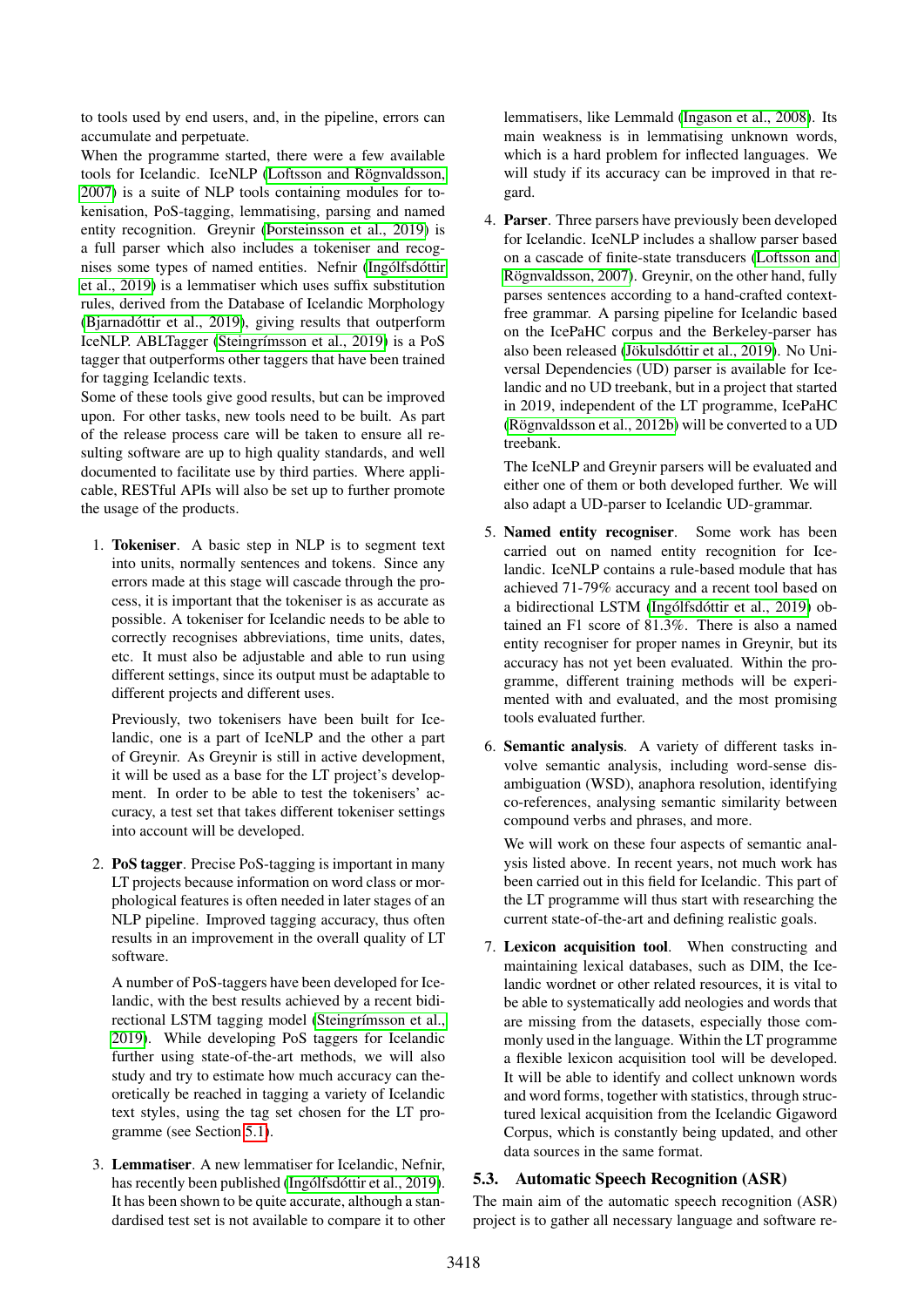to tools used by end users, and, in the pipeline, errors can accumulate and perpetuate.

When the programme started, there were a few available tools for Icelandic. IceNLP (Loftsson and Rögnvaldsson, 2007) is a suite of NLP tools containing modules for tokenisation, PoS-tagging, lemmatising, parsing and named entity recognition. Greynir (Þorsteinsson et al., 2019) is a full parser which also includes a tokeniser and recognises some types of named entities. Nefnir (Ingólfsdóttir et al., 2019) is a lemmatiser which uses suffix substitution rules, derived from the Database of Icelandic Morphology (Bjarnadóttir et al., 2019), giving results that outperform IceNLP. ABLTagger (Steingrímsson et al., 2019) is a PoS tagger that outperforms other taggers that have been trained for tagging Icelandic texts.

Some of these tools give good results, but can be improved upon. For other tasks, new tools need to be built. As part of the release process care will be taken to ensure all resulting software are up to high quality standards, and well documented to facilitate use by third parties. Where applicable, RESTful APIs will also be set up to further promote the usage of the products.

1. **Tokeniser**. A basic step in NLP is to segment text into units, normally sentences and tokens. Since any errors made at this stage will cascade through the process, it is important that the tokeniser is as accurate as possible. A tokeniser for Icelandic needs to be able to correctly recognises abbreviations, time units, dates, etc. It must also be adjustable and able to run using different settings, since its output must be adaptable to different projects and different uses.

   Previously, two tokenisers have been built for Icelandic, one is a part of IceNLP and the other a part of Greynir. As Greynir is still in active development, it will be used as a base for the LT project's development. In order to be able to test the tokenisers' accuracy, a test set that takes different tokeniser settings into account will be developed.

2. **PoS tagger**. Precise PoS-tagging is important in many LT projects because information on word class or morphological features is often needed in later stages of an NLP pipeline. Improved tagging accuracy, thus often results in an improvement in the overall quality of LT software.

   A number of PoS-taggers have been developed for Icelandic, with the best results achieved by a recent bidirectional LSTM tagging model (Steingrímsson et al., 2019). While developing PoS taggers for Icelandic further using state-of-the-art methods, we will also study and try to estimate how much accuracy can theoretically be reached in tagging a variety of Icelandic text styles, using the tag set chosen for the LT programme (see Section 5.1).

3. **Lemmatiser**. A new lemmatiser for Icelandic, Nefnir, has recently been published (Ingólfsdóttir et al., 2019). It has been shown to be quite accurate, although a standardised test set is not available to compare it to other lemmatisers, like Lemmald (Ingason et al., 2008). Its main weakness is in lemmatising unknown words, which is a hard problem for inflected languages. We will study if its accuracy can be improved in that regard.

4. **Parser**. Three parsers have previously been developed for Icelandic. IceNLP includes a shallow parser based on a cascade of finite-state transducers (Loftsson and Rögnvaldsson, 2007). Greynir, on the other hand, fully parses sentences according to a hand-crafted context-free grammar. A parsing pipeline for Icelandic based on the IcePaHC corpus and the Berkeley-parser has also been released (Jökulsdóttir et al., 2019). No Universal Dependencies (UD) parser is available for Icelandic and no UD treebank, but in a project that started in 2019, independent of the LT programme, IcePaHC (Rögnvaldsson et al., 2012b) will be converted to a UD treebank.

   The IceNLP and Greynir parsers will be evaluated and either one of them or both developed further. We will also adapt a UD-parser to Icelandic UD-grammar.

5. **Named entity recogniser**. Some work has been carried out on named entity recognition for Icelandic. IceNLP contains a rule-based module that has achieved 71-79% accuracy and a recent tool based on a bidirectional LSTM (Ingólfsdóttir et al., 2019) obtained an F1 score of 81.3%. There is also a named entity recogniser for proper names in Greynir, but its accuracy has not yet been evaluated. Within the programme, different training methods will be experimented with and evaluated, and the most promising tools evaluated further.

6. **Semantic analysis**. A variety of different tasks involve semantic analysis, including word-sense disambiguation (WSD), anaphora resolution, identifying co-references, analysing semantic similarity between compound verbs and phrases, and more.

   We will work on these four aspects of semantic analysis listed above. In recent years, not much work has been carried out in this field for Icelandic. This part of the LT programme will thus start with researching the current state-of-the-art and defining realistic goals.

7. **Lexicon acquisition tool**. When constructing and maintaining lexical databases, such as DIM, the Icelandic wordnet or other related resources, it is vital to be able to systematically add neologies and words that are missing from the datasets, especially those commonly used in the language. Within the LT programme a flexible lexicon acquisition tool will be developed. It will be able to identify and collect unknown words and word forms, together with statistics, through structured lexical acquisition from the Icelandic Gigaword Corpus, which is constantly being updated, and other data sources in the same format.

### 5.3. Automatic Speech Recognition (ASR)

The main aim of the automatic speech recognition (ASR) project is to gather all necessary language and software re-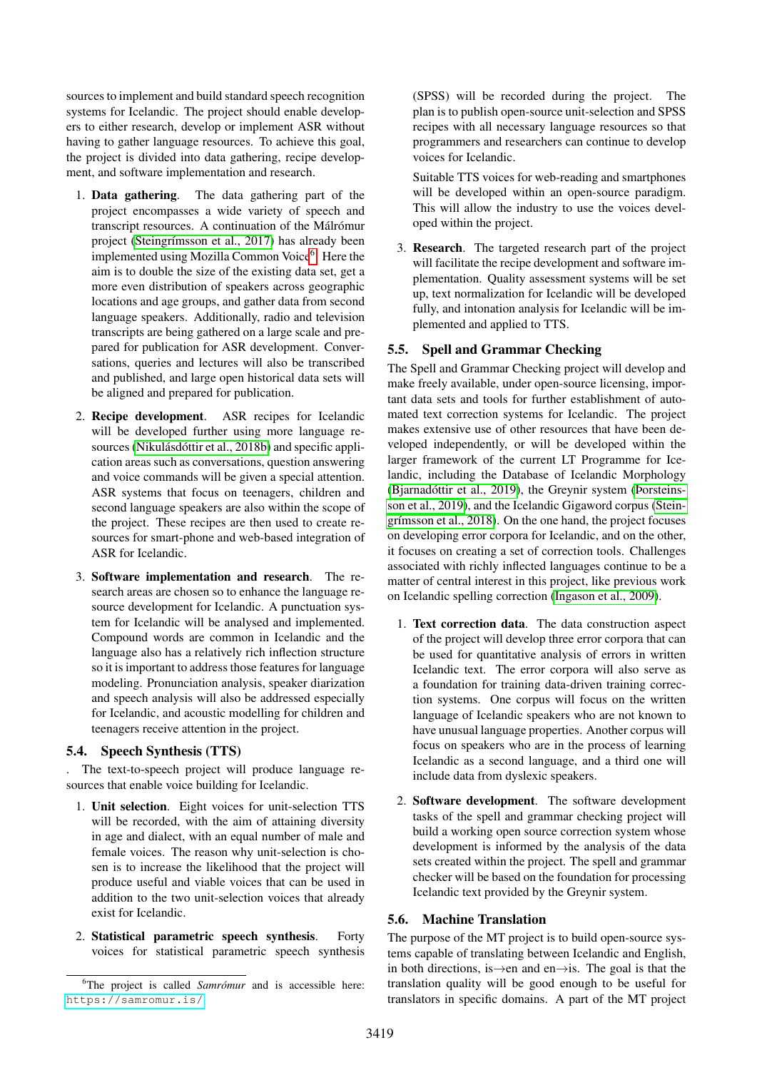sources to implement and build standard speech recognition systems for Icelandic. The project should enable developers to either research, develop or implement ASR without having to gather language resources. To achieve this goal, the project is divided into data gathering, recipe development, and software implementation and research.

1. **Data gathering**. The data gathering part of the project encompasses a wide variety of speech and transcript resources. A continuation of the Málrómur project (Steingrímsson et al., 2017) has already been implemented using Mozilla Common Voice[6]. Here the aim is to double the size of the existing data set, get a more even distribution of speakers across geographic locations and age groups, and gather data from second language speakers. Additionally, radio and television transcripts are being gathered on a large scale and prepared for publication for ASR development. Conversations, queries and lectures will also be transcribed and published, and large open historical data sets will be aligned and prepared for publication.

2. **Recipe development**. ASR recipes for Icelandic will be developed further using more language resources (Nikulásdóttir et al., 2018b) and specific application areas such as conversations, question answering and voice commands will be given a special attention. ASR systems that focus on teenagers, children and second language speakers are also within the scope of the project. These recipes are then used to create resources for smart-phone and web-based integration of ASR for Icelandic.

3. **Software implementation and research**. The research areas are chosen so to enhance the language resource development for Icelandic. A punctuation system for Icelandic will be analysed and implemented. Compound words are common in Icelandic and the language also has a relatively rich inflection structure so it is important to address those features for language modeling. Pronunciation analysis, speaker diarization and speech analysis will also be addressed especially for Icelandic, and acoustic modelling for children and teenagers receive attention in the project.

### 5.4. Speech Synthesis (TTS)

. The text-to-speech project will produce language resources that enable voice building for Icelandic.

1. **Unit selection**. Eight voices for unit-selection TTS will be recorded, with the aim of attaining diversity in age and dialect, with an equal number of male and female voices. The reason why unit-selection is chosen is to increase the likelihood that the project will produce useful and viable voices that can be used in addition to the two unit-selection voices that already exist for Icelandic.

2. **Statistical parametric speech synthesis**. Forty voices for statistical parametric speech synthesis (SPSS) will be recorded during the project. The plan is to publish open-source unit-selection and SPSS recipes with all necessary language resources so that programmers and researchers can continue to develop voices for Icelandic.

   Suitable TTS voices for web-reading and smartphones will be developed within an open-source paradigm. This will allow the industry to use the voices developed within the project.

3. **Research**. The targeted research part of the project will facilitate the recipe development and software implementation. Quality assessment systems will be set up, text normalization for Icelandic will be developed fully, and intonation analysis for Icelandic will be implemented and applied to TTS.

### 5.5. Spell and Grammar Checking

The Spell and Grammar Checking project will develop and make freely available, under open-source licensing, important data sets and tools for further establishment of automated text correction systems for Icelandic. The project makes extensive use of other resources that have been developed independently, or will be developed within the larger framework of the current LT Programme for Icelandic, including the Database of Icelandic Morphology (Bjarnadóttir et al., 2019), the Greynir system (Þorsteinsson et al., 2019), and the Icelandic Gigaword corpus (Steingrímsson et al., 2018). On the one hand, the project focuses on developing error corpora for Icelandic, and on the other, it focuses on creating a set of correction tools. Challenges associated with richly inflected languages continue to be a matter of central interest in this project, like previous work on Icelandic spelling correction (Ingason et al., 2009).

1. **Text correction data**. The data construction aspect of the project will develop three error corpora that can be used for quantitative analysis of errors in written Icelandic text. The error corpora will also serve as a foundation for training data-driven training correction systems. One corpus will focus on the written language of Icelandic speakers who are not known to have unusual language properties. Another corpus will focus on speakers who are in the process of learning Icelandic as a second language, and a third one will include data from dyslexic speakers.

2. **Software development**. The software development tasks of the spell and grammar checking project will build a working open source correction system whose development is informed by the analysis of the data sets created within the project. The spell and grammar checker will be based on the foundation for processing Icelandic text provided by the Greynir system.

### 5.6. Machine Translation

The purpose of the MT project is to build open-source systems capable of translating between Icelandic and English, in both directions, is→en and en→is. The goal is that the translation quality will be good enough to be useful for translators in specific domains. A part of the MT project

[6] The project is called *Samrómur* and is accessible here: https://samromur.is/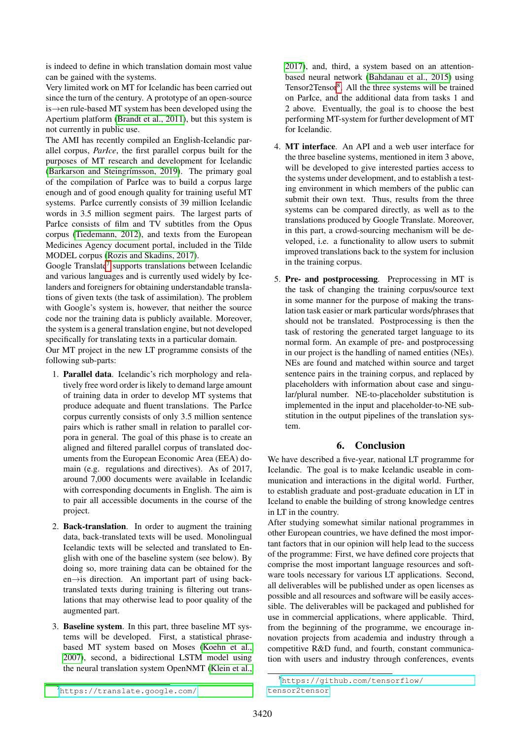is indeed to define in which translation domain most value can be gained with the systems.

Very limited work on MT for Icelandic has been carried out since the turn of the century. A prototype of an open-source is→en rule-based MT system has been developed using the Apertium platform (Brandt et al., 2011), but this system is not currently in public use.

The AMI has recently compiled an English-Icelandic parallel corpus, *ParIce*, the first parallel corpus built for the purposes of MT research and development for Icelandic (Barkarson and Steingrímsson, 2019). The primary goal of the compilation of ParIce was to build a corpus large enough and of good enough quality for training useful MT systems. ParIce currently consists of 39 million Icelandic words in 3.5 million segment pairs. The largest parts of ParIce consists of film and TV subtitles from the Opus corpus (Tiedemann, 2012), and texts from the European Medicines Agency document portal, included in the Tilde MODEL corpus (Rozis and Skadins, 2017).

Google Translate[7] supports translations between Icelandic and various languages and is currently used widely by Icelanders and foreigners for obtaining understandable translations of given texts (the task of assimilation). The problem with Google's system is, however, that neither the source code nor the training data is publicly available. Moreover, the system is a general translation engine, but not developed specifically for translating texts in a particular domain.

Our MT project in the new LT programme consists of the following sub-parts:

1. **Parallel data**. Icelandic's rich morphology and relatively free word order is likely to demand large amount of training data in order to develop MT systems that produce adequate and fluent translations. The ParIce corpus currently consists of only 3.5 million sentence pairs which is rather small in relation to parallel corpora in general. The goal of this phase is to create an aligned and filtered parallel corpus of translated documents from the European Economic Area (EEA) domain (e.g. regulations and directives). As of 2017, around 7,000 documents were available in Icelandic with corresponding documents in English. The aim is to pair all accessible documents in the course of the project.

2. **Back-translation**. In order to augment the training data, back-translated texts will be used. Monolingual Icelandic texts will be selected and translated to English with one of the baseline system (see below). By doing so, more training data can be obtained for the en→is direction. An important part of using back-translated texts during training is filtering out translations that may otherwise lead to poor quality of the augmented part.

3. **Baseline system**. In this part, three baseline MT systems will be developed. First, a statistical phrase-based MT system based on Moses (Koehn et al., 2007), second, a bidirectional LSTM model using the neural translation system OpenNMT (Klein et al., 2017), and, third, a system based on an attention-based neural network (Bahdanau et al., 2015) using Tensor2Tensor[8]. All the three systems will be trained on ParIce, and the additional data from tasks 1 and 2 above. Eventually, the goal is to choose the best performing MT-system for further development of MT for Icelandic.

4. **MT interface**. An API and a web user interface for the three baseline systems, mentioned in item 3 above, will be developed to give interested parties access to the systems under development, and to establish a testing environment in which members of the public can submit their own text. Thus, results from the three systems can be compared directly, as well as to the translations produced by Google Translate. Moreover, in this part, a crowd-sourcing mechanism will be developed, i.e. a functionality to allow users to submit improved translations back to the system for inclusion in the training corpus.

5. **Pre- and postprocessing**. Preprocessing in MT is the task of changing the training corpus/source text in some manner for the purpose of making the translation task easier or mark particular words/phrases that should not be translated. Postprocessing is then the task of restoring the generated target language to its normal form. An example of pre- and postprocessing in our project is the handling of named entities (NEs). NEs are found and matched within source and target sentence pairs in the training corpus, and replaced by placeholders with information about case and singular/plural number. NE-to-placeholder substitution is implemented in the input and placeholder-to-NE substitution in the output pipelines of the translation system.

## 6. Conclusion

We have described a five-year, national LT programme for Icelandic. The goal is to make Icelandic useable in communication and interactions in the digital world. Further, to establish graduate and post-graduate education in LT in Iceland to enable the building of strong knowledge centres in LT in the country.

After studying somewhat similar national programmes in other European countries, we have defined the most important factors that in our opinion will help lead to the success of the programme: First, we have defined core projects that comprise the most important language resources and software tools necessary for various LT applications. Second, all deliverables will be published under as open licenses as possible and all resources and software will be easily accessible. The deliverables will be packaged and published for use in commercial applications, where applicable. Third, from the beginning of the programme, we encourage innovation projects from academia and industry through a competitive R&D fund, and fourth, constant communication with users and industry through conferences, events

[7] https://translate.google.com/

[8] https://github.com/tensorflow/tensor2tensor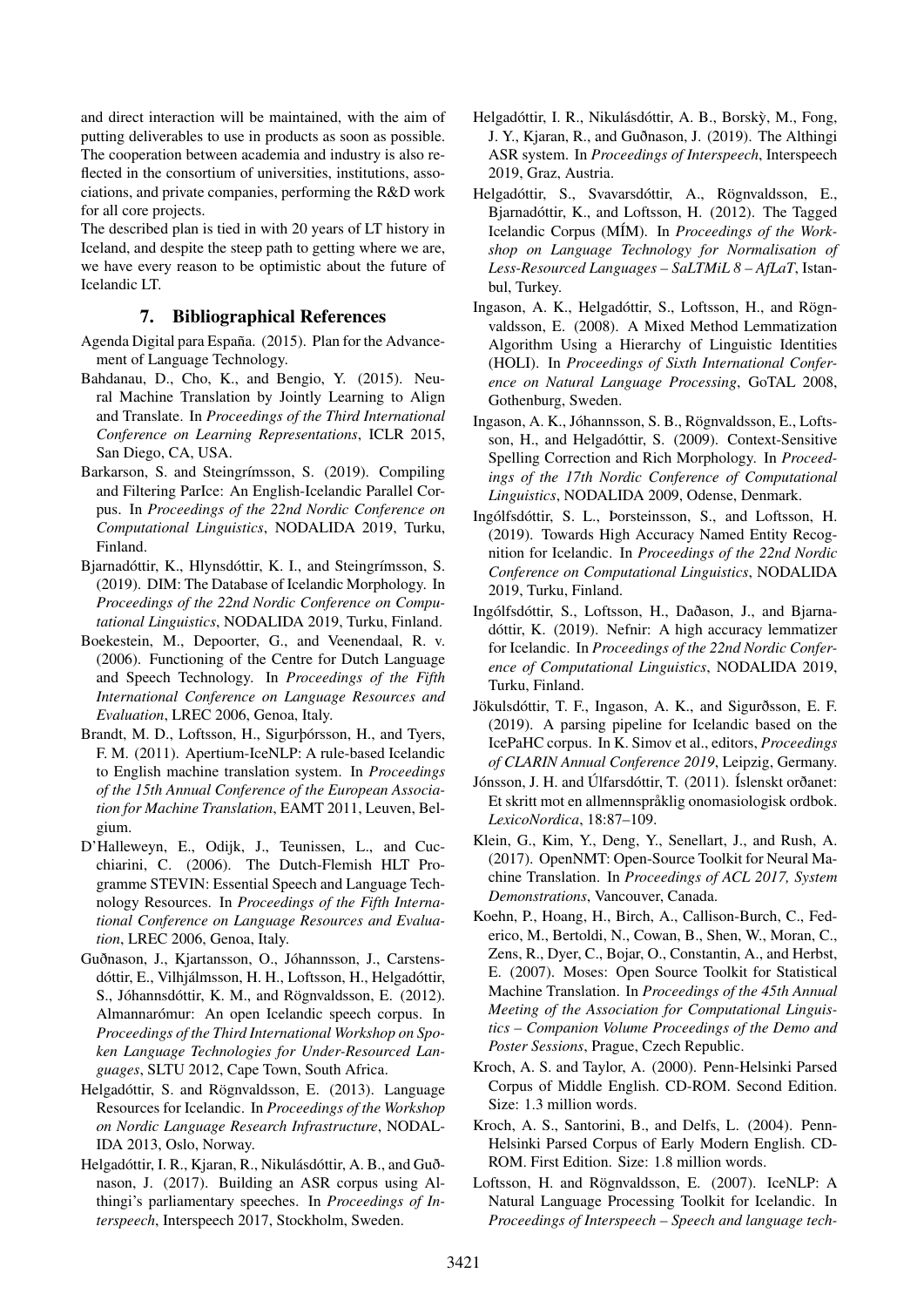and direct interaction will be maintained, with the aim of putting deliverables to use in products as soon as possible. The cooperation between academia and industry is also reflected in the consortium of universities, institutions, associations, and private companies, performing the R&D work for all core projects.

The described plan is tied in with 20 years of LT history in Iceland, and despite the steep path to getting where we are, we have every reason to be optimistic about the future of Icelandic LT.

## 7. Bibliographical References

Agenda Digital para España. (2015). Plan for the Advancement of Language Technology.

Bahdanau, D., Cho, K., and Bengio, Y. (2015). Neural Machine Translation by Jointly Learning to Align and Translate. In *Proceedings of the Third International Conference on Learning Representations*, ICLR 2015, San Diego, CA, USA.

Barkarson, S. and Steingrímsson, S. (2019). Compiling and Filtering ParIce: An English-Icelandic Parallel Corpus. In *Proceedings of the 22nd Nordic Conference on Computational Linguistics*, NODALIDA 2019, Turku, Finland.

Bjarnadóttir, K., Hlynsdóttir, K. I., and Steingrímsson, S. (2019). DIM: The Database of Icelandic Morphology. In *Proceedings of the 22nd Nordic Conference on Computational Linguistics*, NODALIDA 2019, Turku, Finland.

Boekestein, M., Depoorter, G., and Veenendaal, R. v. (2006). Functioning of the Centre for Dutch Language and Speech Technology. In *Proceedings of the Fifth International Conference on Language Resources and Evaluation*, LREC 2006, Genoa, Italy.

Brandt, M. D., Loftsson, H., Sigurþórsson, H., and Tyers, F. M. (2011). Apertium-IceNLP: A rule-based Icelandic to English machine translation system. In *Proceedings of the 15th Annual Conference of the European Association for Machine Translation*, EAMT 2011, Leuven, Belgium.

D'Halleweyn, E., Odijk, J., Teunissen, L., and Cucchiarini, C. (2006). The Dutch-Flemish HLT Programme STEVIN: Essential Speech and Language Technology Resources. In *Proceedings of the Fifth International Conference on Language Resources and Evaluation*, LREC 2006, Genoa, Italy.

Guðnason, J., Kjartansson, O., Jóhannsson, J., Carstensdóttir, E., Vilhjálmsson, H. H., Loftsson, H., Helgadóttir, S., Jóhannsdóttir, K. M., and Rögnvaldsson, E. (2012). Almannarómur: An open Icelandic speech corpus. In *Proceedings of the Third International Workshop on Spoken Language Technologies for Under-Resourced Languages*, SLTU 2012, Cape Town, South Africa.

Helgadóttir, S. and Rögnvaldsson, E. (2013). Language Resources for Icelandic. In *Proceedings of the Workshop on Nordic Language Research Infrastructure*, NODALIDA 2013, Oslo, Norway.

Helgadóttir, I. R., Kjaran, R., Nikulásdóttir, A. B., and Guðnason, J. (2017). Building an ASR corpus using Althingi's parliamentary speeches. In *Proceedings of Interspeech*, Interspeech 2017, Stockholm, Sweden.

Helgadóttir, I. R., Nikulásdóttir, A. B., Borskỳ, M., Fong, J. Y., Kjaran, R., and Guðnason, J. (2019). The Althingi ASR system. In *Proceedings of Interspeech*, Interspeech 2019, Graz, Austria.

Helgadóttir, S., Svavarsdóttir, A., Rögnvaldsson, E., Bjarnadóttir, K., and Loftsson, H. (2012). The Tagged Icelandic Corpus (MÍM). In *Proceedings of the Workshop on Language Technology for Normalisation of Less-Resourced Languages – SaLTMiL 8 – AfLaT*, Istanbul, Turkey.

Ingason, A. K., Helgadóttir, S., Loftsson, H., and Rögnvaldsson, E. (2008). A Mixed Method Lemmatization Algorithm Using a Hierarchy of Linguistic Identities (HOLI). In *Proceedings of Sixth International Conference on Natural Language Processing*, GoTAL 2008, Gothenburg, Sweden.

Ingason, A. K., Jóhannsson, S. B., Rögnvaldsson, E., Loftsson, H., and Helgadóttir, S. (2009). Context-Sensitive Spelling Correction and Rich Morphology. In *Proceedings of the 17th Nordic Conference of Computational Linguistics*, NODALIDA 2009, Odense, Denmark.

Ingólfsdóttir, S. L., Þorsteinsson, S., and Loftsson, H. (2019). Towards High Accuracy Named Entity Recognition for Icelandic. In *Proceedings of the 22nd Nordic Conference on Computational Linguistics*, NODALIDA 2019, Turku, Finland.

Ingólfsdóttir, S., Loftsson, H., Daðason, J., and Bjarnadóttir, K. (2019). Nefnir: A high accuracy lemmatizer for Icelandic. In *Proceedings of the 22nd Nordic Conference of Computational Linguistics*, NODALIDA 2019, Turku, Finland.

Jökulsdóttir, T. F., Ingason, A. K., and Sigurðsson, E. F. (2019). A parsing pipeline for Icelandic based on the IcePaHC corpus. In K. Simov et al., editors, *Proceedings of CLARIN Annual Conference 2019*, Leipzig, Germany.

Jónsson, J. H. and Úlfarsdóttir, T. (2011). Íslenskt orðanet: Et skritt mot en allmennspråklig onomasiologisk ordbok. *LexicoNordica*, 18:87–109.

Klein, G., Kim, Y., Deng, Y., Senellart, J., and Rush, A. (2017). OpenNMT: Open-Source Toolkit for Neural Machine Translation. In *Proceedings of ACL 2017, System Demonstrations*, Vancouver, Canada.

Koehn, P., Hoang, H., Birch, A., Callison-Burch, C., Federico, M., Bertoldi, N., Cowan, B., Shen, W., Moran, C., Zens, R., Dyer, C., Bojar, O., Constantin, A., and Herbst, E. (2007). Moses: Open Source Toolkit for Statistical Machine Translation. In *Proceedings of the 45th Annual Meeting of the Association for Computational Linguistics – Companion Volume Proceedings of the Demo and Poster Sessions*, Prague, Czech Republic.

Kroch, A. S. and Taylor, A. (2000). Penn-Helsinki Parsed Corpus of Middle English. CD-ROM. Second Edition. Size: 1.3 million words.

Kroch, A. S., Santorini, B., and Delfs, L. (2004). Penn-Helsinki Parsed Corpus of Early Modern English. CD-ROM. First Edition. Size: 1.8 million words.

Loftsson, H. and Rögnvaldsson, E. (2007). IceNLP: A Natural Language Processing Toolkit for Icelandic. In *Proceedings of Interspeech – Speech and language tech-*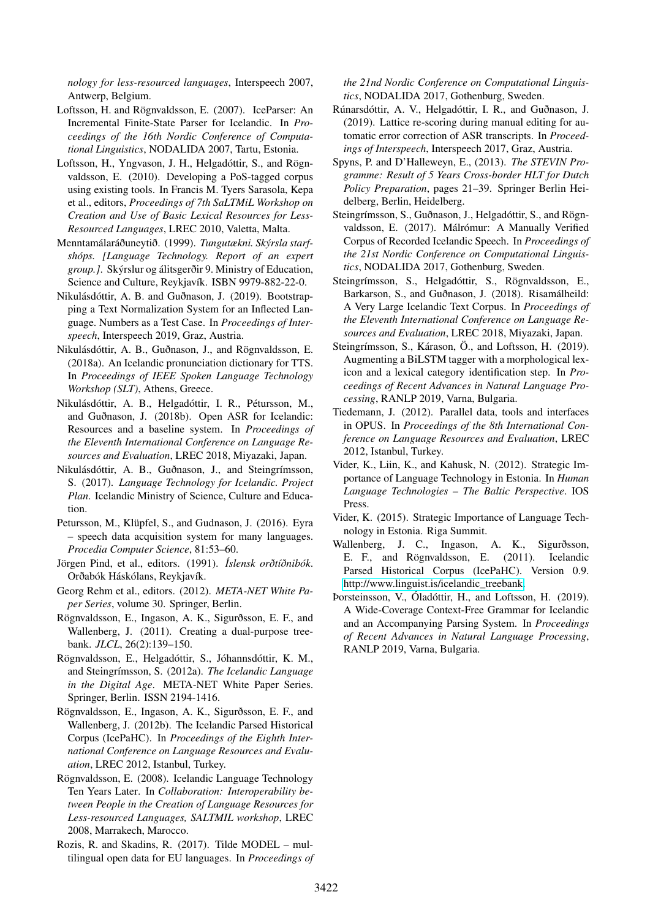nology for less-resourced languages*, Interspeech 2007, Antwerp, Belgium.

Loftsson, H. and Rögnvaldsson, E. (2007). IceParser: An Incremental Finite-State Parser for Icelandic. In *Proceedings of the 16th Nordic Conference of Computational Linguistics*, NODALIDA 2007, Tartu, Estonia.

Loftsson, H., Yngvason, J. H., Helgadóttir, S., and Rögnvaldsson, E. (2010). Developing a PoS-tagged corpus using existing tools. In Francis M. Tyers Sarasola, Kepa et al., editors, *Proceedings of 7th SaLTMiL Workshop on Creation and Use of Basic Lexical Resources for Less-Resourced Languages*, LREC 2010, Valetta, Malta.

Menntamálaráðuneytið. (1999). *Tungutækni. Skýrsla starfshóps. [Language Technology. Report of an expert group.].* Skýrslur og álitsgerðir 9. Ministry of Education, Science and Culture, Reykjavík. ISBN 9979-882-22-0.

Nikulásdóttir, A. B. and Guðnason, J. (2019). Bootstrapping a Text Normalization System for an Inflected Language. Numbers as a Test Case. In *Proceedings of Interspeech*, Interspeech 2019, Graz, Austria.

Nikulásdóttir, A. B., Guðnason, J., and Rögnvaldsson, E. (2018a). An Icelandic pronunciation dictionary for TTS. In *Proceedings of IEEE Spoken Language Technology Workshop (SLT)*, Athens, Greece.

Nikulásdóttir, A. B., Helgadóttir, I. R., Pétursson, M., and Guðnason, J. (2018b). Open ASR for Icelandic: Resources and a baseline system. In *Proceedings of the Eleventh International Conference on Language Resources and Evaluation*, LREC 2018, Miyazaki, Japan.

Nikulásdóttir, A. B., Guðnason, J., and Steingrímsson, S. (2017). *Language Technology for Icelandic. Project Plan*. Icelandic Ministry of Science, Culture and Education.

Petursson, M., Klüpfel, S., and Gudnason, J. (2016). Eyra – speech data acquisition system for many languages. *Procedia Computer Science*, 81:53–60.

Jörgen Pind, et al., editors. (1991). *Íslensk orðtíðnibók*. Orðabók Háskólans, Reykjavík.

Georg Rehm et al., editors. (2012). *META-NET White Paper Series*, volume 30. Springer, Berlin.

Rögnvaldsson, E., Ingason, A. K., Sigurðsson, E. F., and Wallenberg, J. (2011). Creating a dual-purpose treebank. *JLCL*, 26(2):139–150.

Rögnvaldsson, E., Helgadóttir, S., Jóhannsdóttir, K. M., and Steingrímsson, S. (2012a). *The Icelandic Language in the Digital Age*. META-NET White Paper Series. Springer, Berlin. ISSN 2194-1416.

Rögnvaldsson, E., Ingason, A. K., Sigurðsson, E. F., and Wallenberg, J. (2012b). The Icelandic Parsed Historical Corpus (IcePaHC). In *Proceedings of the Eighth International Conference on Language Resources and Evaluation*, LREC 2012, Istanbul, Turkey.

Rögnvaldsson, E. (2008). Icelandic Language Technology Ten Years Later. In *Collaboration: Interoperability between People in the Creation of Language Resources for Less-resourced Languages, SALTMIL workshop*, LREC 2008, Marrakech, Marocco.

Rozis, R. and Skadins, R. (2017). Tilde MODEL – multilingual open data for EU languages. In *Proceedings of the 21nd Nordic Conference on Computational Linguistics*, NODALIDA 2017, Gothenburg, Sweden.

Rúnarsdóttir, A. V., Helgadóttir, I. R., and Guðnason, J. (2019). Lattice re-scoring during manual editing for automatic error correction of ASR transcripts. In *Proceedings of Interspeech*, Interspeech 2017, Graz, Austria.

Spyns, P. and D'Halleweyn, E., (2013). *The STEVIN Programme: Result of 5 Years Cross-border HLT for Dutch Policy Preparation*, pages 21–39. Springer Berlin Heidelberg, Berlin, Heidelberg.

Steingrímsson, S., Guðnason, J., Helgadóttir, S., and Rögnvaldsson, E. (2017). Málrómur: A Manually Verified Corpus of Recorded Icelandic Speech. In *Proceedings of the 21st Nordic Conference on Computational Linguistics*, NODALIDA 2017, Gothenburg, Sweden.

Steingrímsson, S., Helgadóttir, S., Rögnvaldsson, E., Barkarson, S., and Guðnason, J. (2018). Risamálheild: A Very Large Icelandic Text Corpus. In *Proceedings of the Eleventh International Conference on Language Resources and Evaluation*, LREC 2018, Miyazaki, Japan.

Steingrímsson, S., Kárason, Ö., and Loftsson, H. (2019). Augmenting a BiLSTM tagger with a morphological lexicon and a lexical category identification step. In *Proceedings of Recent Advances in Natural Language Processing*, RANLP 2019, Varna, Bulgaria.

Tiedemann, J. (2012). Parallel data, tools and interfaces in OPUS. In *Proceedings of the 8th International Conference on Language Resources and Evaluation*, LREC 2012, Istanbul, Turkey.

Vider, K., Liin, K., and Kahusk, N. (2012). Strategic Importance of Language Technology in Estonia. In *Human Language Technologies – The Baltic Perspective*. IOS Press.

Vider, K. (2015). Strategic Importance of Language Technology in Estonia. Riga Summit.

Wallenberg, J. C., Ingason, A. K., Sigurðsson, E. F., and Rögnvaldsson, E. (2011). Icelandic Parsed Historical Corpus (IcePaHC). Version 0.9. http://www.linguist.is/icelandic_treebank.

Þorsteinsson, V., Óladóttir, H., and Loftsson, H. (2019). A Wide-Coverage Context-Free Grammar for Icelandic and an Accompanying Parsing System. In *Proceedings of Recent Advances in Natural Language Processing*, RANLP 2019, Varna, Bulgaria.